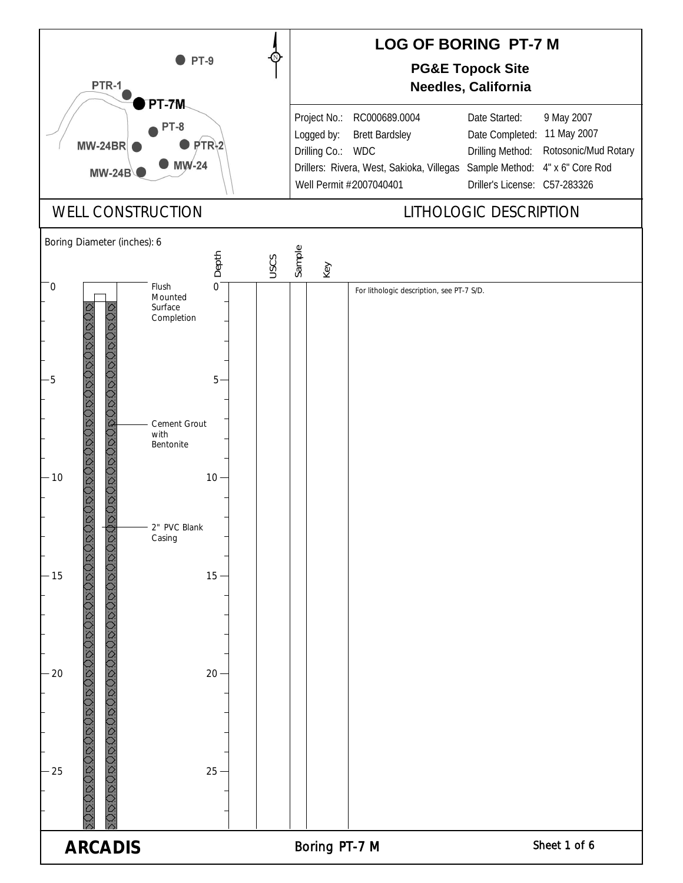# LOG OF BORING PT-7 M

**PG&E Topock Site**
**Needles, California**

PT-9, PTR-1, PT-7M, PT-8, MW-24BR, PTR-2, MW-24, MW-24B

| | | | |
|---|---|---|---|
| Project No.: | RC000689.0004 | Date Started: | 9 May 2007 |
| Logged by: | Brett Bardsley | Date Completed: | 11 May 2007 |
| Drilling Co.: | WDC | Drilling Method: | Rotosonic/Mud Rotary |
| Drillers: | Rivera, West, Sakioka, Villegas | Sample Method: | 4" x 6" Core Rod |
| Well Permit #2007040401 | | Driller's License: | C57-283326 |

## WELL CONSTRUCTION

Boring Diameter (inches): 6

- Flush Mounted Surface Completion (0)
- Cement Grout with Bentonite
- 2" PVC Blank Casing

## LITHOLOGIC DESCRIPTION

| Depth | USCS | Sample | Key | Description |
|---|---|---|---|---|
| 0 | | | | For lithologic description, see PT-7 S/D. |
| 5 | | | | |
| 10 | | | | |
| 15 | | | | |
| 20 | | | | |
| 25 | | | | |

ARCADIS

Boring PT-7 M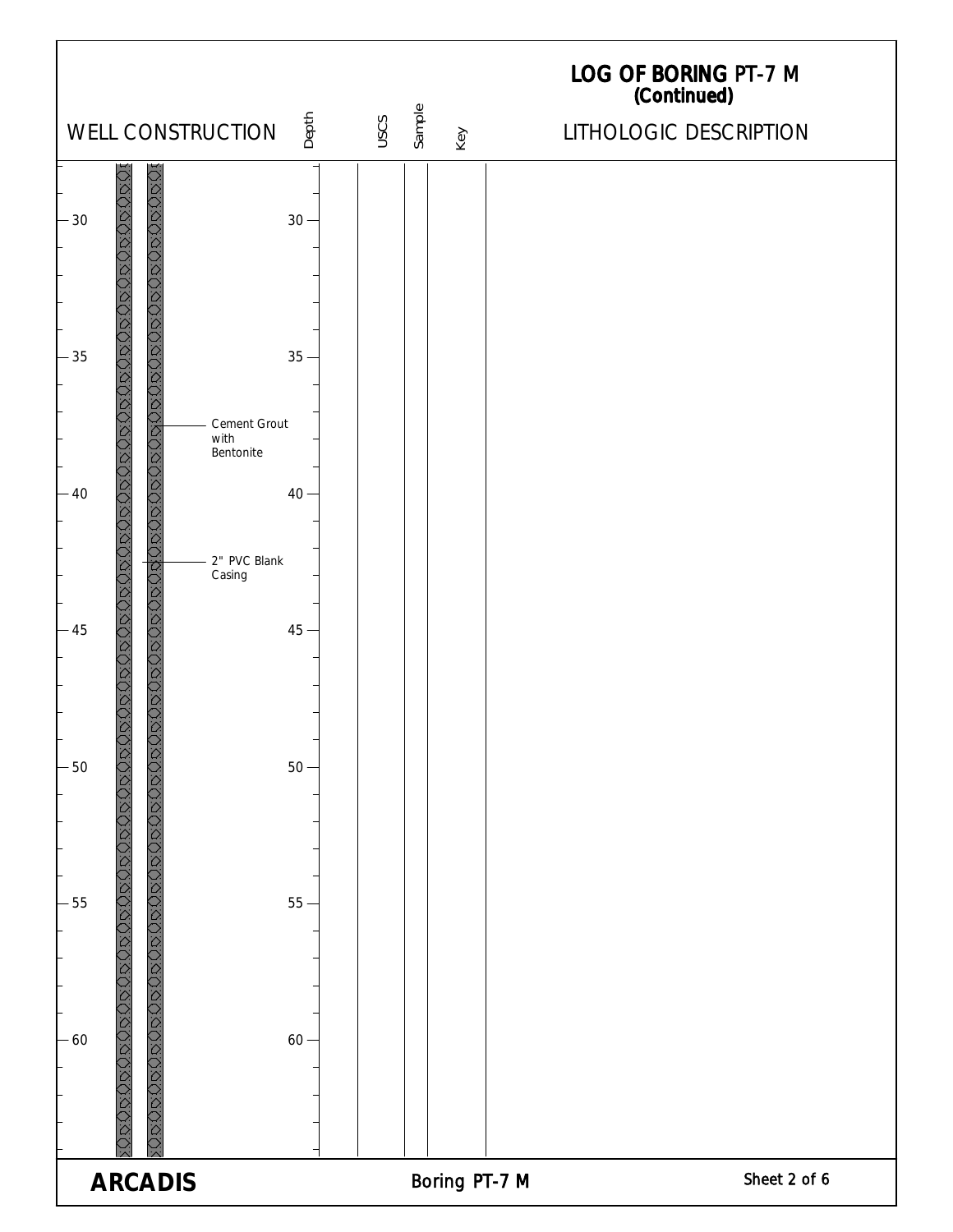# LOG OF BORING PT-7 M (Continued)

| WELL CONSTRUCTION | Depth | USCS | Sample | Key | LITHOLOGIC DESCRIPTION |
|---|---|---|---|---|---|
| | 30 | | | | |
| | 35 | | | | |
| Cement Grout with Bentonite | | | | | |
| | 40 | | | | |
| 2" PVC Blank Casing | | | | | |
| | 45 | | | | |
| | 50 | | | | |
| | 55 | | | | |
| | 60 | | | | |

**ARCADIS**

Boring PT-7 M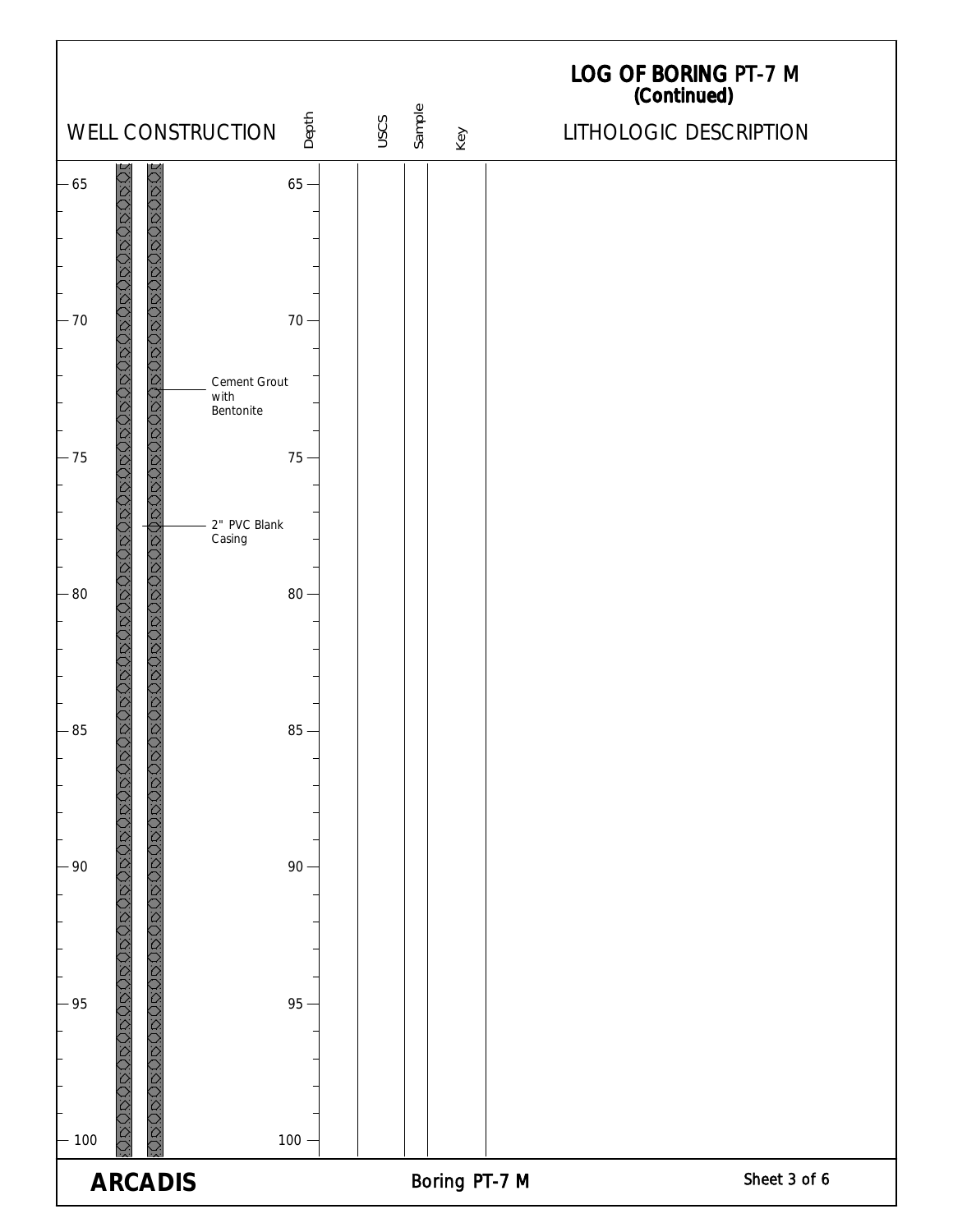# LOG OF BORING PT-7 M
## (Continued)

| WELL CONSTRUCTION | Depth | USCS | Sample | Key | LITHOLOGIC DESCRIPTION |
|---|---|---|---|---|---|
| 65 | 65 | | | | |
| 70 | 70 | | | | |
| Cement Grout with Bentonite | | | | | |
| 75 | 75 | | | | |
| 2" PVC Blank Casing | | | | | |
| 80 | 80 | | | | |
| 85 | 85 | | | | |
| 90 | 90 | | | | |
| 95 | 95 | | | | |
| 100 | 100 | | | | |

**ARCADIS** Boring PT-7 M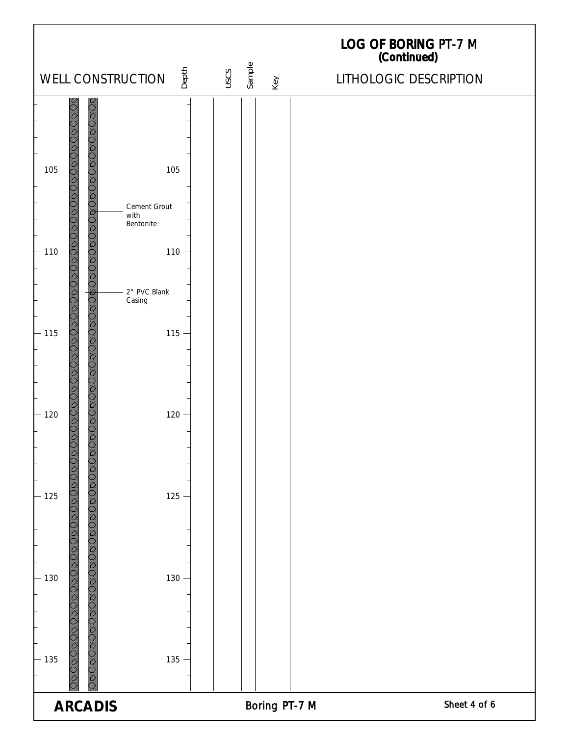# LOG OF BORING PT-7 M
## (Continued)

| WELL CONSTRUCTION | Depth | USCS | Sample | Key | LITHOLOGIC DESCRIPTION |
|---|---|---|---|---|---|
| 105 | 105 | | | | |
| Cement Grout with Bentonite | | | | | |
| 110 | 110 | | | | |
| 2" PVC Blank Casing | | | | | |
| 115 | 115 | | | | |
| 120 | 120 | | | | |
| 125 | 125 | | | | |
| 130 | 130 | | | | |
| 135 | 135 | | | | |

**ARCADIS**

Boring PT-7 M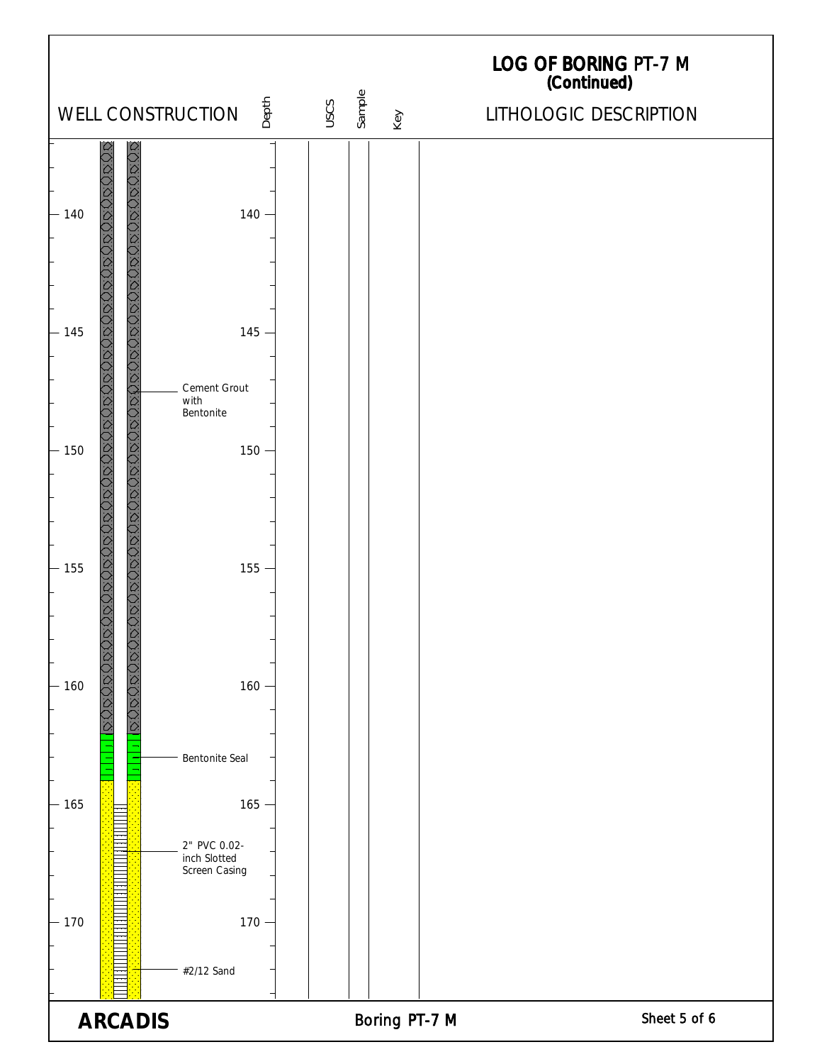# LOG OF BORING PT-7 M (Continued)

| WELL CONSTRUCTION | Depth | USCS | Sample | Key | LITHOLOGIC DESCRIPTION |
|---|---|---|---|---|---|
| | 140 | | | | |
| | 145 | | | | |
| Cement Grout with Bentonite | | | | | |
| | 150 | | | | |
| | 155 | | | | |
| | 160 | | | | |
| Bentonite Seal | | | | | |
| | 165 | | | | |
| 2" PVC 0.02-inch Slotted Screen Casing | | | | | |
| | 170 | | | | |
| #2/12 Sand | | | | | |

**ARCADIS**

Boring PT-7 M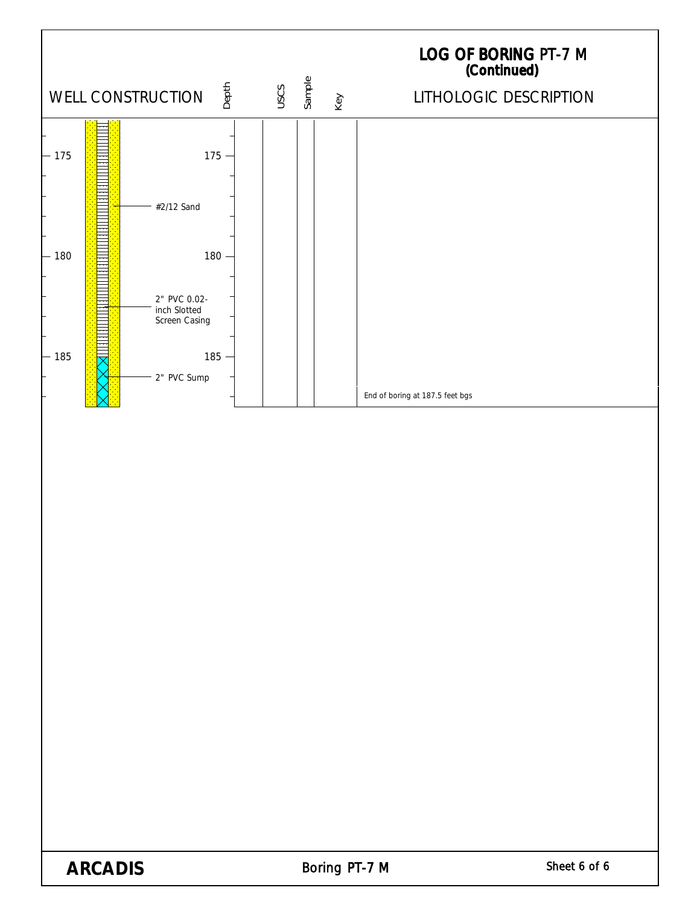# LOG OF BORING PT-7 M
## (Continued)

WELL CONSTRUCTION | Depth | USCS | Sample | Key | LITHOLOGIC DESCRIPTION

175

#2/12 Sand

180

2" PVC 0.02-inch Slotted Screen Casing

185

2" PVC Sump

End of boring at 187.5 feet bgs

**ARCADIS**

Boring PT-7 M